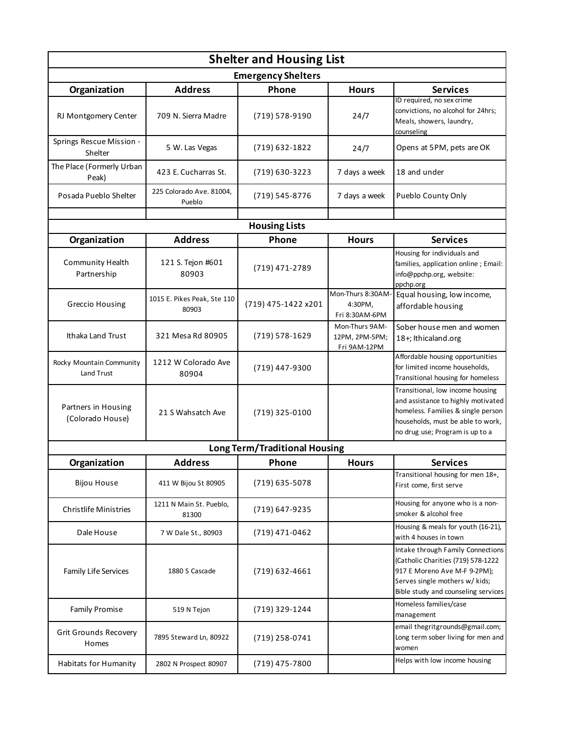# Shelter and Housing List

## Emergency Shelters

| Organization | Address | Phone | Hours | Services |
|---|---|---|---|---|
| RJ Montgomery Center | 709 N. Sierra Madre | (719) 578-9190 | 24/7 | ID required, no sex crime convictions, no alcohol for 24hrs; Meals, showers, laundry, counseling |
| Springs Rescue Mission - Shelter | 5 W. Las Vegas | (719) 632-1822 | 24/7 | Opens at 5PM, pets are OK |
| The Place (Formerly Urban Peak) | 423 E. Cucharras St. | (719) 630-3223 | 7 days a week | 18 and under |
| Posada Pueblo Shelter | 225 Colorado Ave. 81004, Pueblo | (719) 545-8776 | 7 days a week | Pueblo County Only |

## Housing Lists

| Organization | Address | Phone | Hours | Services |
|---|---|---|---|---|
| Community Health Partnership | 121 S. Tejon #601 80903 | (719) 471-2789 | | Housing for individuals and families, application online ; Email: info@ppchp.org, website: ppchp.org |
| Greccio Housing | 1015 E. Pikes Peak, Ste 110 80903 | (719) 475-1422 x201 | Mon-Thurs 8:30AM-4:30PM, Fri 8:30AM-6PM | Equal housing, low income, affordable housing |
| Ithaka Land Trust | 321 Mesa Rd 80905 | (719) 578-1629 | Mon-Thurs 9AM-12PM, 2PM-5PM; Fri 9AM-12PM | Sober house men and women 18+; Ithicaland.org |
| Rocky Mountain Community Land Trust | 1212 W Colorado Ave 80904 | (719) 447-9300 | | Affordable housing opportunities for limited income households, Transitional housing for homeless |
| Partners in Housing (Colorado House) | 21 S Wahsatch Ave | (719) 325-0100 | | Transitional, low income housing and assistance to highly motivated homeless. Families & single person households, must be able to work, no drug use; Program is up to a |

## Long Term/Traditional Housing

| Organization | Address | Phone | Hours | Services |
|---|---|---|---|---|
| Bijou House | 411 W Bijou St 80905 | (719) 635-5078 | | Transitional housing for men 18+, First come, first serve |
| Christlife Ministries | 1211 N Main St. Pueblo, 81300 | (719) 647-9235 | | Housing for anyone who is a non-smoker & alcohol free |
| Dale House | 7 W Dale St., 80903 | (719) 471-0462 | | Housing & meals for youth (16-21), with 4 houses in town |
| Family Life Services | 1880 S Cascade | (719) 632-4661 | | Intake through Family Connections (Catholic Charities (719) 578-1222 917 E Moreno Ave M-F 9-2PM); Serves single mothers w/ kids; Bible study and counseling services |
| Family Promise | 519 N Tejon | (719) 329-1244 | | Homeless families/case management |
| Grit Grounds Recovery Homes | 7895 Steward Ln, 80922 | (719) 258-0741 | | email thegritgrounds@gmail.com; Long term sober living for men and women |
| Habitats for Humanity | 2802 N Prospect 80907 | (719) 475-7800 | | Helps with low income housing |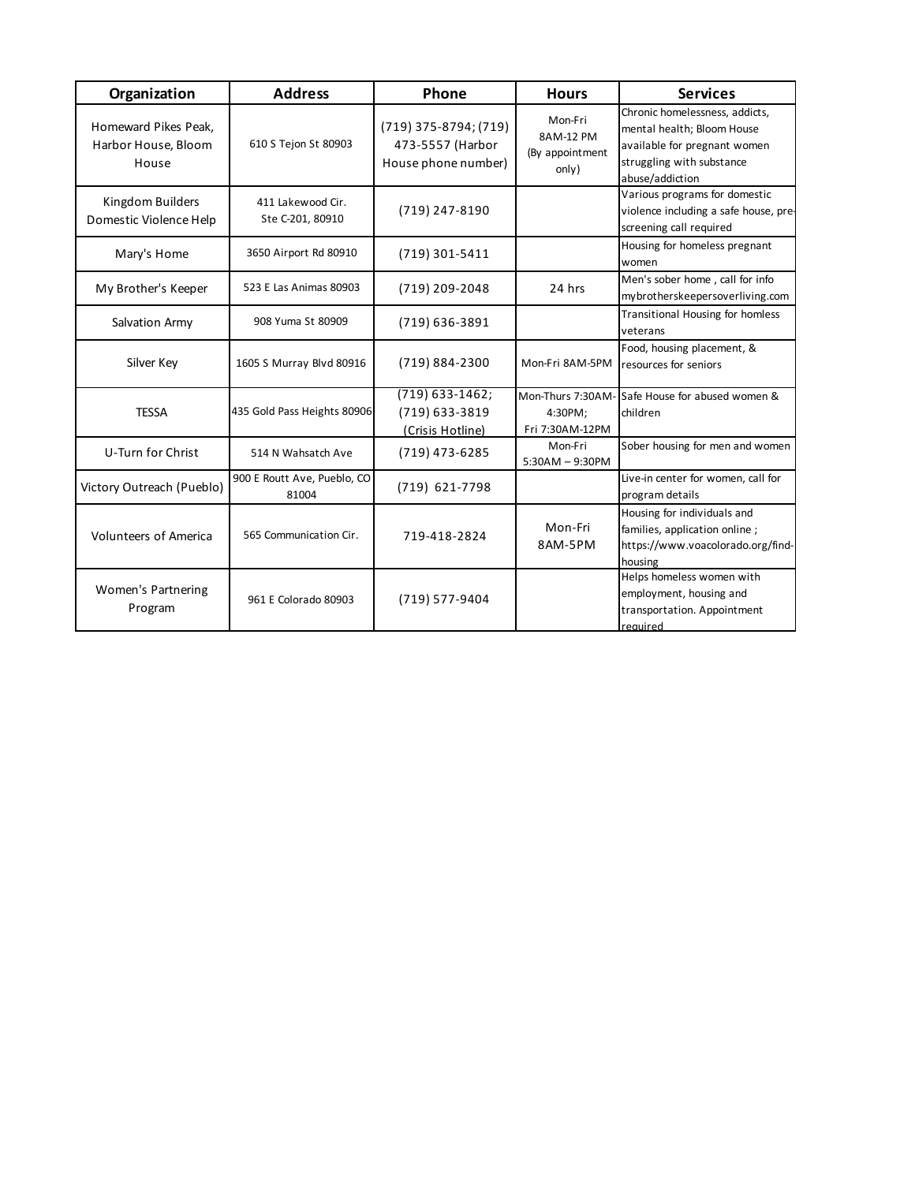| Organization | Address | Phone | Hours | Services |
|---|---|---|---|---|
| Homeward Pikes Peak, Harbor House, Bloom House | 610 S Tejon St 80903 | (719) 375-8794; (719) 473-5557 (Harbor House phone number) | Mon-Fri 8AM-12 PM (By appointment only) | Chronic homelessness, addicts, mental health; Bloom House available for pregnant women struggling with substance abuse/addiction |
| Kingdom Builders Domestic Violence Help | 411 Lakewood Cir. Ste C-201, 80910 | (719) 247-8190 | | Various programs for domestic violence including a safe house, pre-screening call required |
| Mary's Home | 3650 Airport Rd 80910 | (719) 301-5411 | | Housing for homeless pregnant women |
| My Brother's Keeper | 523 E Las Animas 80903 | (719) 209-2048 | 24 hrs | Men's sober home , call for info mybrotherskeepersoverliving.com |
| Salvation Army | 908 Yuma St 80909 | (719) 636-3891 | | Transitional Housing for homless veterans |
| Silver Key | 1605 S Murray Blvd 80916 | (719) 884-2300 | Mon-Fri 8AM-5PM | Food, housing placement, & resources for seniors |
| TESSA | 435 Gold Pass Heights 80906 | (719) 633-1462; (719) 633-3819 (Crisis Hotline) | Mon-Thurs 7:30AM-4:30PM; Fri 7:30AM-12PM | Safe House for abused women & children |
| U-Turn for Christ | 514 N Wahsatch Ave | (719) 473-6285 | Mon-Fri 5:30AM – 9:30PM | Sober housing for men and women |
| Victory Outreach (Pueblo) | 900 E Routt Ave, Pueblo, CO 81004 | (719) 621-7798 | | Live-in center for women, call for program details |
| Volunteers of America | 565 Communication Cir. | 719-418-2824 | Mon-Fri 8AM-5PM | Housing for individuals and families, application online ; https://www.voacolorado.org/find-housing |
| Women's Partnering Program | 961 E Colorado 80903 | (719) 577-9404 | | Helps homeless women with employment, housing and transportation. Appointment required |